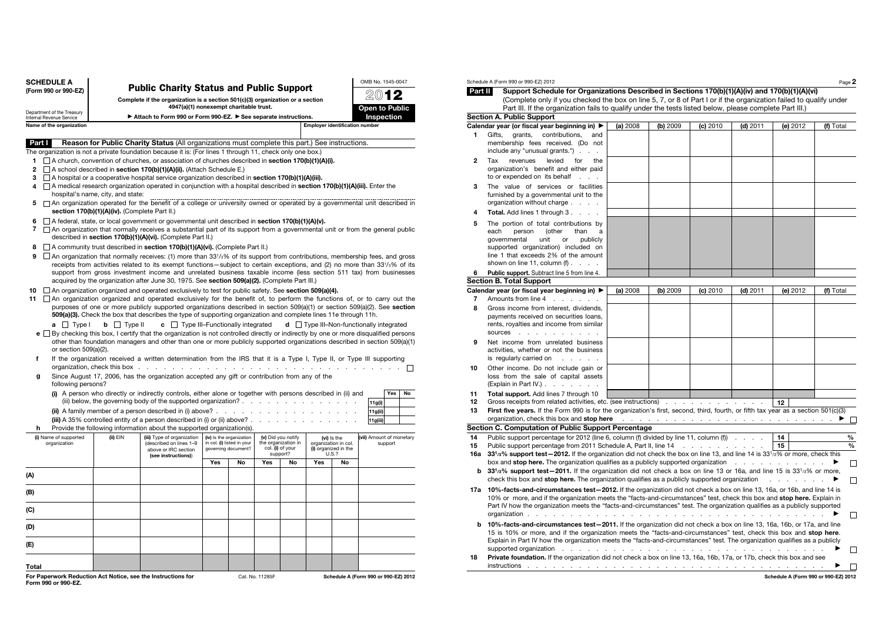# SCHEDULE A (Form 990 or 990-EZ)

Department of the Treasury
Internal Revenue Service

## Public Charity Status and Public Support

**Complete if the organization is a section 501(c)(3) organization or a section 4947(a)(1) nonexempt charitable trust.**

▶ **Attach to Form 990 or Form 990-EZ.** ▶ **See separate instructions.**

OMB No. 1545-0047

2012

**Open to Public Inspection**

**Name of the organization** | **Employer identification number**

### Part I Reason for Public Charity Status (All organizations must complete this part.) See instructions.

The organization is not a private foundation because it is: (For lines 1 through 11, check only one box.)

1. ☐ A church, convention of churches, or association of churches described in **section 170(b)(1)(A)(i).**
2. ☐ A school described in **section 170(b)(1)(A)(ii).** (Attach Schedule E.)
3. ☐ A hospital or a cooperative hospital service organization described in **section 170(b)(1)(A)(iii).**
4. ☐ A medical research organization operated in conjunction with a hospital described in **section 170(b)(1)(A)(iii).** Enter the hospital's name, city, and state:
5. ☐ An organization operated for the benefit of a college or university owned or operated by a governmental unit described in **section 170(b)(1)(A)(iv).** (Complete Part II.)
6. ☐ A federal, state, or local government or governmental unit described in **section 170(b)(1)(A)(v).**
7. ☐ An organization that normally receives a substantial part of its support from a governmental unit or from the general public described in **section 170(b)(1)(A)(vi).** (Complete Part II.)
8. ☐ A community trust described in **section 170(b)(1)(A)(vi).** (Complete Part II.)
9. ☐ An organization that normally receives: (1) more than 33¹⁄₃% of its support from contributions, membership fees, and gross receipts from activities related to its exempt functions—subject to certain exceptions, and (2) no more than 33¹⁄₃% of its support from gross investment income and unrelated business taxable income (less section 511 tax) from businesses acquired by the organization after June 30, 1975. See **section 509(a)(2).** (Complete Part III.)
10. ☐ An organization organized and operated exclusively to test for public safety. See **section 509(a)(4).**
11. ☐ An organization organized and operated exclusively for the benefit of, to perform the functions of, or to carry out the purposes of one or more publicly supported organizations described in section 509(a)(1) or section 509(a)(2). See **section 509(a)(3).** Check the box that describes the type of supporting organization and complete lines 11e through 11h.

   **a** ☐ Type I **b** ☐ Type II **c** ☐ Type III–Functionally integrated **d** ☐ Type III–Non-functionally integrated

   **e** ☐ By checking this box, I certify that the organization is not controlled directly or indirectly by one or more disqualified persons other than foundation managers and other than one or more publicly supported organizations described in section 509(a)(1) or section 509(a)(2).

   **f** If the organization received a written determination from the IRS that it is a Type I, Type II, or Type III supporting organization, check this box . . . ☐

   **g** Since August 17, 2006, has the organization accepted any gift or contribution from any of the following persons?

| | | Yes | No |
|---|---|---|---|
| (i) A person who directly or indirectly controls, either alone or together with persons described in (ii) and (iii) below, the governing body of the supported organization? | 11g(i) | | |
| (ii) A family member of a person described in (i) above? | 11g(ii) | | |
| (iii) A 35% controlled entity of a person described in (i) or (ii) above? | 11g(iii) | | |

   **h** Provide the following information about the supported organization(s).

| (i) Name of supported organization | (ii) EIN | (iii) Type of organization (described on lines 1–9 above or IRC section (see instructions)) | (iv) Is the organization in col. (i) listed in your governing document? | | (v) Did you notify the organization in col. (i) of your support? | | (vi) Is the organization in col. (i) organized in the U.S.? | | (vii) Amount of monetary support |
|---|---|---|---|---|---|---|---|---|---|
| | | | Yes | No | Yes | No | Yes | No | |
| (A) | | | | | | | | | |
| (B) | | | | | | | | | |
| (C) | | | | | | | | | |
| (D) | | | | | | | | | |
| (E) | | | | | | | | | |
| Total | | | | | | | | | |

For Paperwork Reduction Act Notice, see the Instructions for Form 990 or 990-EZ. Cat. No. 11285F Schedule A (Form 990 or 990-EZ) 2012

Schedule A (Form 990 or 990-EZ) 2012 Page 2

### Part II Support Schedule for Organizations Described in Sections 170(b)(1)(A)(iv) and 170(b)(1)(A)(vi)

(Complete only if you checked the box on line 5, 7, or 8 of Part I or if the organization failed to qualify under Part III. If the organization fails to qualify under the tests listed below, please complete Part III.)

#### Section A. Public Support

| Calendar year (or fiscal year beginning in) ▶ | (a) 2008 | (b) 2009 | (c) 2010 | (d) 2011 | (e) 2012 | (f) Total |
|---|---|---|---|---|---|---|
| **1** Gifts, grants, contributions, and membership fees received. (Do not include any "unusual grants.") | | | | | | |
| **2** Tax revenues levied for the organization's benefit and either paid to or expended on its behalf | | | | | | |
| **3** The value of services or facilities furnished by a governmental unit to the organization without charge | | | | | | |
| **4** **Total.** Add lines 1 through 3 | | | | | | |
| **5** The portion of total contributions by each person (other than a governmental unit or publicly supported organization) included on line 1 that exceeds 2% of the amount shown on line 11, column (f) | | | | | | |
| **6** **Public support.** Subtract line 5 from line 4. | | | | | | |

#### Section B. Total Support

| Calendar year (or fiscal year beginning in) ▶ | (a) 2008 | (b) 2009 | (c) 2010 | (d) 2011 | (e) 2012 | (f) Total |
|---|---|---|---|---|---|---|
| **7** Amounts from line 4 | | | | | | |
| **8** Gross income from interest, dividends, payments received on securities loans, rents, royalties and income from similar sources | | | | | | |
| **9** Net income from unrelated business activities, whether or not the business is regularly carried on | | | | | | |
| **10** Other income. Do not include gain or loss from the sale of capital assets (Explain in Part IV.) | | | | | | |
| **11** **Total support.** Add lines 7 through 10 | | | | | | |

**12** Gross receipts from related activities, etc. (see instructions) . . . **12**

**13** **First five years.** If the Form 990 is for the organization's first, second, third, fourth, or fifth tax year as a section 501(c)(3) organization, check this box and **stop here** . . . ▶ ☐

#### Section C. Computation of Public Support Percentage

**14** Public support percentage for 2012 (line 6, column (f) divided by line 11, column (f)) . . . **14** %

**15** Public support percentage from 2011 Schedule A, Part II, line 14 . . . **15** %

**16a** **33¹⁄₃% support test—2012.** If the organization did not check the box on line 13, and line 14 is 33¹⁄₃% or more, check this box and **stop here.** The organization qualifies as a publicly supported organization . . . ▶ ☐

**b** **33¹⁄₃% support test—2011.** If the organization did not check a box on line 13 or 16a, and line 15 is 33¹⁄₃% or more, check this box and **stop here.** The organization qualifies as a publicly supported organization . . . ▶ ☐

**17a** **10%-facts-and-circumstances test—2012.** If the organization did not check a box on line 13, 16a, or 16b, and line 14 is 10% or more, and if the organization meets the "facts-and-circumstances" test, check this box and **stop here.** Explain in Part IV how the organization meets the "facts-and-circumstances" test. The organization qualifies as a publicly supported organization . . . ▶ ☐

**b** **10%-facts-and-circumstances test—2011.** If the organization did not check a box on line 13, 16a, 16b, or 17a, and line 15 is 10% or more, and if the organization meets the "facts-and-circumstances" test, check this box and **stop here**. Explain in Part IV how the organization meets the "facts-and-circumstances" test. The organization qualifies as a publicly supported organization . . . ▶ ☐

**18** **Private foundation.** If the organization did not check a box on line 13, 16a, 16b, 17a, or 17b, check this box and see instructions . . . ▶ ☐

Schedule A (Form 990 or 990-EZ) 2012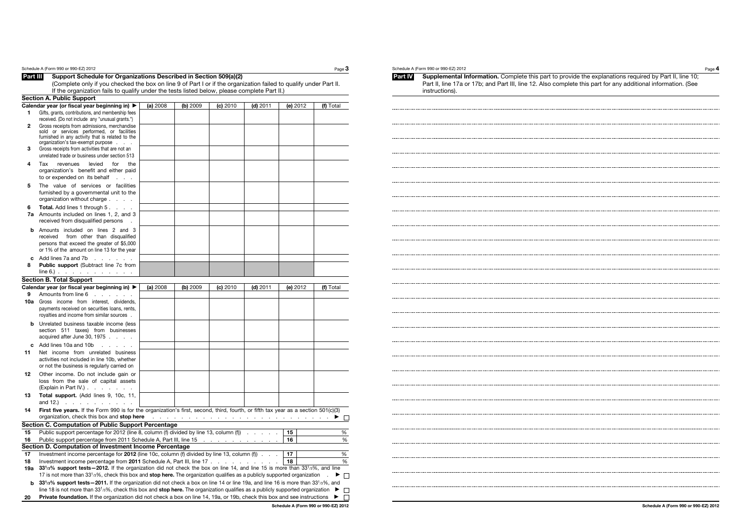## Part III Support Schedule for Organizations Described in Section 509(a)(2)

(Complete only if you checked the box on line 9 of Part I or if the organization failed to qualify under Part II. If the organization fails to qualify under the tests listed below, please complete Part II.)

### Section A. Public Support

| Calendar year (or fiscal year beginning in) ▶ | (a) 2008 | (b) 2009 | (c) 2010 | (d) 2011 | (e) 2012 | (f) Total |
|---|---|---|---|---|---|---|
| **1** Gifts, grants, contributions, and membership fees received. (Do not include any "unusual grants.") | | | | | | |
| **2** Gross receipts from admissions, merchandise sold or services performed, or facilities furnished in any activity that is related to the organization's tax-exempt purpose | | | | | | |
| **3** Gross receipts from activities that are not an unrelated trade or business under section 513 | | | | | | |
| **4** Tax revenues levied for the organization's benefit and either paid to or expended on its behalf | | | | | | |
| **5** The value of services or facilities furnished by a governmental unit to the organization without charge | | | | | | |
| **6** **Total.** Add lines 1 through 5 | | | | | | |
| **7a** Amounts included on lines 1, 2, and 3 received from disqualified persons | | | | | | |
| **b** Amounts included on lines 2 and 3 received from other than disqualified persons that exceed the greater of $5,000 or 1% of the amount on line 13 for the year | | | | | | |
| **c** Add lines 7a and 7b | | | | | | |
| **8** **Public support** (Subtract line 7c from line 6.) | | | | | | |

### Section B. Total Support

| Calendar year (or fiscal year beginning in) ▶ | (a) 2008 | (b) 2009 | (c) 2010 | (d) 2011 | (e) 2012 | (f) Total |
|---|---|---|---|---|---|---|
| **9** Amounts from line 6 | | | | | | |
| **10a** Gross income from interest, dividends, payments received on securities loans, rents, royalties and income from similar sources | | | | | | |
| **b** Unrelated business taxable income (less section 511 taxes) from businesses acquired after June 30, 1975 | | | | | | |
| **c** Add lines 10a and 10b | | | | | | |
| **11** Net income from unrelated business activities not included in line 10b, whether or not the business is regularly carried on | | | | | | |
| **12** Other income. Do not include gain or loss from the sale of capital assets (Explain in Part IV.) | | | | | | |
| **13** **Total support.** (Add lines 9, 10c, 11, and 12.) | | | | | | |

**14** **First five years.** If the Form 990 is for the organization's first, second, third, fourth, or fifth tax year as a section 501(c)(3) organization, check this box and **stop here** ▶ ☐

### Section C. Computation of Public Support Percentage

| | | | |
|---|---|---|---|
| **15** | Public support percentage for 2012 (line 8, column (f) divided by line 13, column (f)) | 15 | % |
| **16** | Public support percentage from 2011 Schedule A, Part III, line 15 | 16 | % |

### Section D. Computation of Investment Income Percentage

| | | | |
|---|---|---|---|
| **17** | Investment income percentage for **2012** (line 10c, column (f) divided by line 13, column (f)) | 17 | % |
| **18** | Investment income percentage from **2011** Schedule A, Part III, line 17 | 18 | % |

**19a** **33 1/3% support tests—2012.** If the organization did not check the box on line 14, and line 15 is more than 33 1/3%, and line 17 is not more than 33 1/3%, check this box and **stop here.** The organization qualifies as a publicly supported organization ▶ ☐

**b** **33 1/3% support tests—2011.** If the organization did not check a box on line 14 or line 19a, and line 16 is more than 33 1/3%, and line 18 is not more than 33 1/3%, check this box and **stop here.** The organization qualifies as a publicly supported organization ▶ ☐

**20** **Private foundation.** If the organization did not check a box on line 14, 19a, or 19b, check this box and see instructions ▶ ☐

## Part IV Supplemental Information.

Complete this part to provide the explanations required by Part II, line 10; Part II, line 17a or 17b; and Part III, line 12. Also complete this part for any additional information. (See instructions).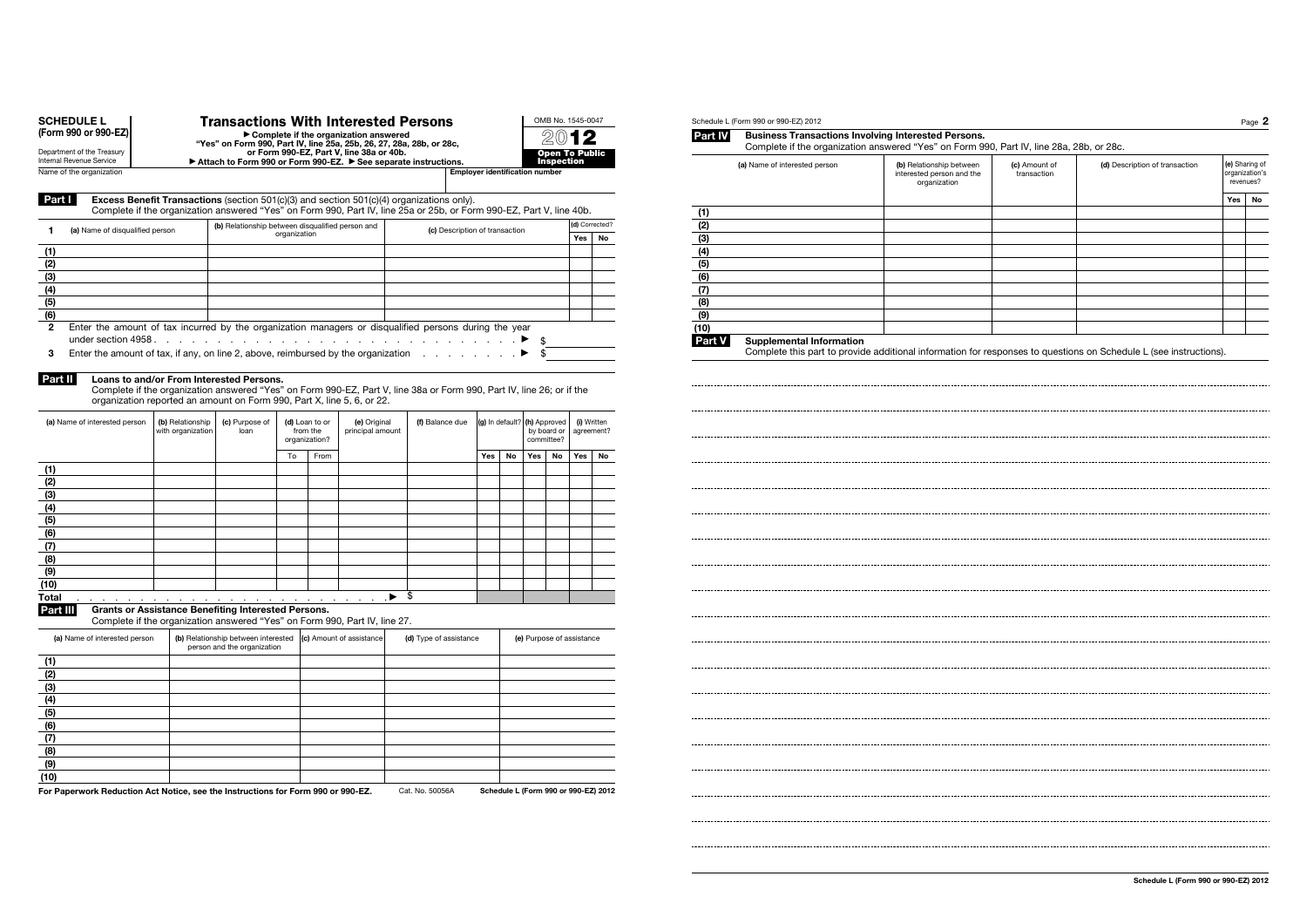# SCHEDULE L (Form 990 or 990-EZ)

Department of the Treasury
Internal Revenue Service

## Transactions With Interested Persons

▶ Complete if the organization answered "Yes" on Form 990, Part IV, line 25a, 25b, 26, 27, 28a, 28b, or 28c, or Form 990-EZ, Part V, line 38a or 40b.
▶ Attach to Form 990 or Form 990-EZ. ▶ See separate instructions.

OMB No. 1545-0047

2012

Open To Public Inspection

Name of the organization | Employer identification number

### Part I Excess Benefit Transactions (section 501(c)(3) and section 501(c)(4) organizations only).

Complete if the organization answered "Yes" on Form 990, Part IV, line 25a or 25b, or Form 990-EZ, Part V, line 40b.

| 1 | (a) Name of disqualified person | (b) Relationship between disqualified person and organization | (c) Description of transaction | (d) Corrected? | |
|---|---|---|---|---|---|
| | | | | Yes | No |
| (1) | | | | | |
| (2) | | | | | |
| (3) | | | | | |
| (4) | | | | | |
| (5) | | | | | |
| (6) | | | | | |

2 Enter the amount of tax incurred by the organization managers or disqualified persons during the year under section 4958 . . . . . . . . . . . . . . . . . . . . . ▶ $

3 Enter the amount of tax, if any, on line 2, above, reimbursed by the organization . . . . . . . . ▶ $

### Part II Loans to and/or From Interested Persons.

Complete if the organization answered "Yes" on Form 990-EZ, Part V, line 38a or Form 990, Part IV, line 26; or if the organization reported an amount on Form 990, Part X, line 5, 6, or 22.

| | (a) Name of interested person | (b) Relationship with organization | (c) Purpose of loan | (d) Loan to or from the organization? | | (e) Original principal amount | (f) Balance due | (g) In default? | | (h) Approved by board or committee? | | (i) Written agreement? | |
|---|---|---|---|---|---|---|---|---|---|---|---|---|---|
| | | | | To | From | | | Yes | No | Yes | No | Yes | No |
| (1) | | | | | | | | | | | | | |
| (2) | | | | | | | | | | | | | |
| (3) | | | | | | | | | | | | | |
| (4) | | | | | | | | | | | | | |
| (5) | | | | | | | | | | | | | |
| (6) | | | | | | | | | | | | | |
| (7) | | | | | | | | | | | | | |
| (8) | | | | | | | | | | | | | |
| (9) | | | | | | | | | | | | | |
| (10) | | | | | | | | | | | | | |
| Total | . . . . . . . . . . . . . . . . . . . . . . . ▶ | | | | | | $ | | | | | | |

### Part III Grants or Assistance Benefiting Interested Persons.

Complete if the organization answered "Yes" on Form 990, Part IV, line 27.

| | (a) Name of interested person | (b) Relationship between interested person and the organization | (c) Amount of assistance | (d) Type of assistance | (e) Purpose of assistance |
|---|---|---|---|---|---|
| (1) | | | | | |
| (2) | | | | | |
| (3) | | | | | |
| (4) | | | | | |
| (5) | | | | | |
| (6) | | | | | |
| (7) | | | | | |
| (8) | | | | | |
| (9) | | | | | |
| (10) | | | | | |

For Paperwork Reduction Act Notice, see the Instructions for Form 990 or 990-EZ. Cat. No. 50056A Schedule L (Form 990 or 990-EZ) 2012

### Part IV Business Transactions Involving Interested Persons.

Complete if the organization answered "Yes" on Form 990, Part IV, line 28a, 28b, or 28c.

| | (a) Name of interested person | (b) Relationship between interested person and the organization | (c) Amount of transaction | (d) Description of transaction | (e) Sharing of organization's revenues? | |
|---|---|---|---|---|---|---|
| | | | | | Yes | No |
| (1) | | | | | | |
| (2) | | | | | | |
| (3) | | | | | | |
| (4) | | | | | | |
| (5) | | | | | | |
| (6) | | | | | | |
| (7) | | | | | | |
| (8) | | | | | | |
| (9) | | | | | | |
| (10) | | | | | | |

### Part V Supplemental Information

Complete this part to provide additional information for responses to questions on Schedule L (see instructions).

Schedule L (Form 990 or 990-EZ) 2012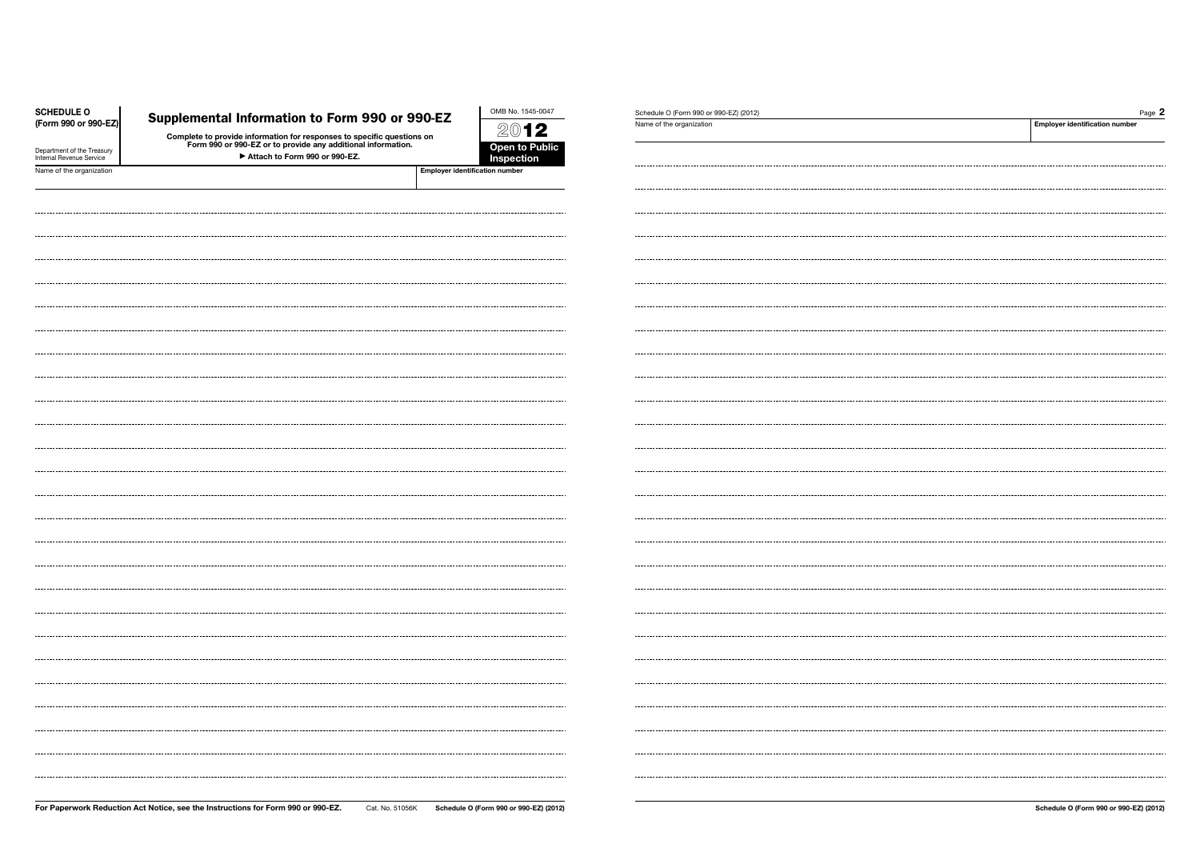**SCHEDULE O (Form 990 or 990-EZ)**

Department of the Treasury
Internal Revenue Service

# Supplemental Information to Form 990 or 990-EZ

**Complete to provide information for responses to specific questions on Form 990 or 990-EZ or to provide any additional information.**

**▶ Attach to Form 990 or 990-EZ.**

OMB No. 1545-0047

**2012**

**Open to Public Inspection**

| Name of the organization | Employer identification number |
| --- | --- |
| | |

**For Paperwork Reduction Act Notice, see the Instructions for Form 990 or 990-EZ.** Cat. No. 51056K **Schedule O (Form 990 or 990-EZ) (2012)**

Schedule O (Form 990 or 990-EZ) (2012) Page **2**

| Name of the organization | Employer identification number |
| --- | --- |
| | |

**Schedule O (Form 990 or 990-EZ) (2012)**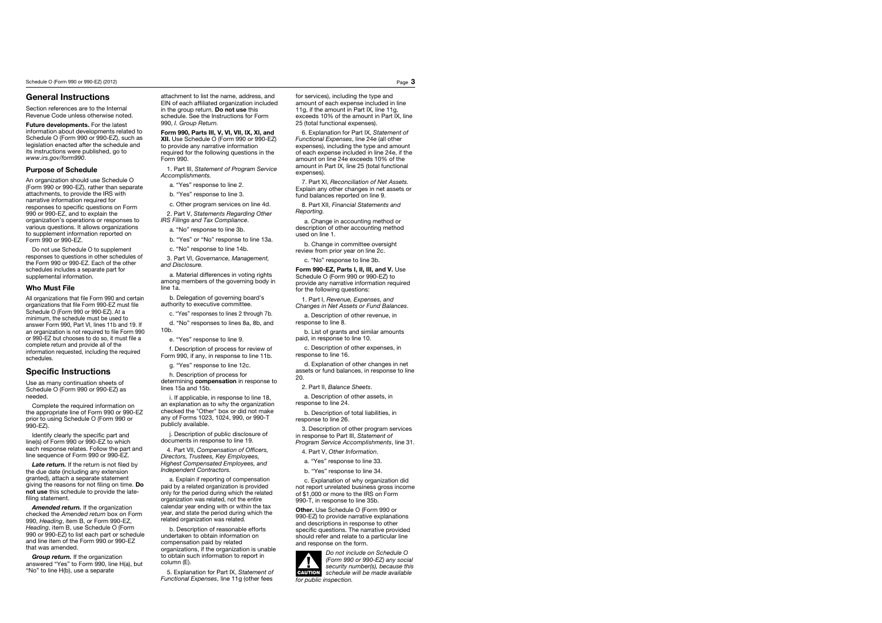## General Instructions

Section references are to the Internal Revenue Code unless otherwise noted.

**Future developments.** For the latest information about developments related to Schedule O (Form 990 or 990-EZ), such as legislation enacted after the schedule and its instructions were published, go to *www.irs.gov/form990*.

### Purpose of Schedule

An organization should use Schedule O (Form 990 or 990-EZ), rather than separate attachments, to provide the IRS with narrative information required for responses to specific questions on Form 990 or 990-EZ, and to explain the organization's operations or responses to various questions. It allows organizations to supplement information reported on Form 990 or 990-EZ.

Do not use Schedule O to supplement responses to questions in other schedules of the Form 990 or 990-EZ. Each of the other schedules includes a separate part for supplemental information.

### Who Must File

All organizations that file Form 990 and certain organizations that file Form 990-EZ must file Schedule O (Form 990 or 990-EZ). At a minimum, the schedule must be used to answer Form 990, Part VI, lines 11b and 19. If an organization is not required to file Form 990 or 990-EZ but chooses to do so, it must file a complete return and provide all of the information requested, including the required schedules.

## Specific Instructions

Use as many continuation sheets of Schedule O (Form 990 or 990-EZ) as needed.

Complete the required information on the appropriate line of Form 990 or 990-EZ prior to using Schedule O (Form 990 or 990-EZ).

Identify clearly the specific part and line(s) of Form 990 or 990-EZ to which each response relates. Follow the part and line sequence of Form 990 or 990-EZ.

***Late return.*** If the return is not filed by the due date (including any extension granted), attach a separate statement giving the reasons for not filing on time. **Do not use** this schedule to provide the late-filing statement.

***Amended return.*** If the organization checked the *Amended return* box on Form 990, *Heading*, item B, or Form 990-EZ, *Heading*, item B, use Schedule O (Form 990 or 990-EZ) to list each part or schedule and line item of the Form 990 or 990-EZ that was amended.

***Group return.*** If the organization answered "Yes" to Form 990, line H(a), but "No" to line H(b), use a separate attachment to list the name, address, and EIN of each affiliated organization included in the group return. **Do not use** this schedule. See the Instructions for Form 990, *I. Group Return*.

**Form 990, Parts III, V, VI, VII, IX, XI, and XII.** Use Schedule O (Form 990 or 990-EZ) to provide any narrative information required for the following questions in the Form 990.

1. Part III, *Statement of Program Service Accomplishments*.

a. "Yes" response to line 2.

b. "Yes" response to line 3.

c. Other program services on line 4d.

2. Part V, *Statements Regarding Other IRS Filings and Tax Compliance*.

a. "No" response to line 3b.

b. "Yes" or "No" response to line 13a.

c. "No" response to line 14b.

3. Part VI, *Governance, Management, and Disclosure*.

a. Material differences in voting rights among members of the governing body in line 1a.

b. Delegation of governing board's authority to executive committee.

c. "Yes" responses to lines 2 through 7b.

d. "No" responses to lines 8a, 8b, and 10b.

e. "Yes" response to line 9.

f. Description of process for review of Form 990, if any, in response to line 11b.

g. "Yes" response to line 12c.

h. Description of process for determining **compensation** in response to lines 15a and 15b.

i. If applicable, in response to line 18, an explanation as to why the organization checked the "Other" box or did not make any of Forms 1023, 1024, 990, or 990-T publicly available.

j. Description of public disclosure of documents in response to line 19.

4. Part VII, *Compensation of Officers, Directors, Trustees, Key Employees, Highest Compensated Employees, and Independent Contractors*.

a. Explain if reporting of compensation paid by a related organization is provided only for the period during which the related organization was related, not the entire calendar year ending with or within the tax year, and state the period during which the related organization was related.

b. Description of reasonable efforts undertaken to obtain information on compensation paid by related organizations, if the organization is unable to obtain such information to report in column (E).

5. Explanation for Part IX, *Statement of Functional Expenses*, line 11g (other fees for services), including the type and amount of each expense included in line 11g, if the amount in Part IX, line 11g, exceeds 10% of the amount in Part IX, line 25 (total functional expenses).

6. Explanation for Part IX, *Statement of Functional Expenses*, line 24e (all other expenses), including the type and amount of each expense included in line 24e, if the amount on line 24e exceeds 10% of the amount in Part IX, line 25 (total functional expenses).

7. Part XI, *Reconciliation of Net Assets*. Explain any other changes in net assets or fund balances reported on line 9.

8. Part XII, *Financial Statements and Reporting*.

a. Change in accounting method or description of other accounting method used on line 1.

b. Change in committee oversight review from prior year on line 2c.

c. "No" response to line 3b.

**Form 990-EZ, Parts I, II, III, and V.** Use Schedule O (Form 990 or 990-EZ) to provide any narrative information required for the following questions:

1. Part I, *Revenue, Expenses, and Changes in Net Assets or Fund Balances*.

a. Description of other revenue, in response to line 8.

b. List of grants and similar amounts paid, in response to line 10.

c. Description of other expenses, in response to line 16.

d. Explanation of other changes in net assets or fund balances, in response to line 20.

2. Part II, *Balance Sheets*.

a. Description of other assets, in response to line 24.

b. Description of total liabilities, in response to line 26.

3. Description of other program services in response to Part III, *Statement of Program Service Accomplishments*, line 31.

4. Part V, *Other Information*.

a. "Yes" response to line 33.

b. "Yes" response to line 34.

c. Explanation of why organization did not report unrelated business gross income of $1,000 or more to the IRS on Form 990-T, in response to line 35b.

**Other.** Use Schedule O (Form 990 or 990-EZ) to provide narrative explanations and descriptions in response to other specific questions. The narrative provided should refer and relate to a particular line and response on the form.

**CAUTION** *Do not include on Schedule O (Form 990 or 990-EZ) any social security number(s), because this schedule will be made available for public inspection.*